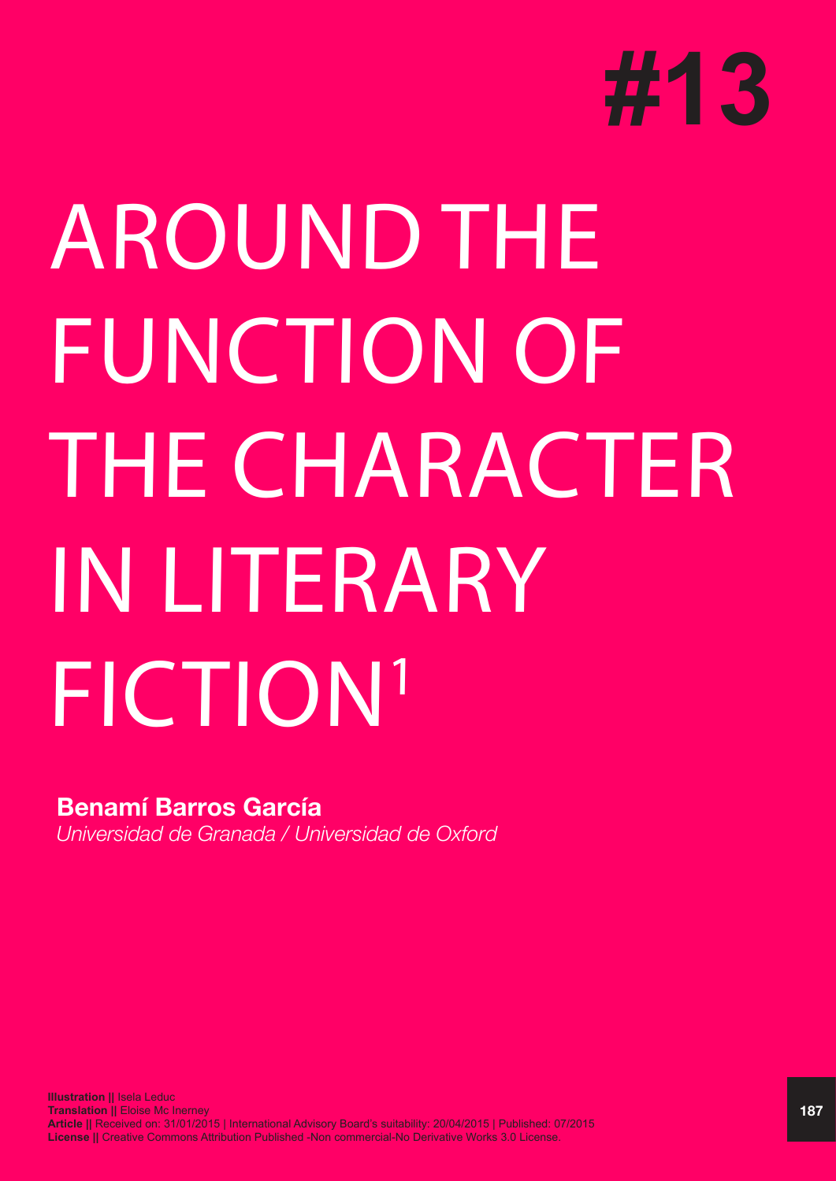#13

# AROUND THE FUNCTION OF THE CHARACTER IN LITERARY FICTION[1]

**Benamí Barros García**

*Universidad de Granada / Universidad de Oxford*

**Illustration ||** Isela Leduc
**Translation ||** Eloise Mc Inerney
**Article ||** Received on: 31/01/2015 | International Advisory Board's suitability: 20/04/2015 | Published: 07/2015
**License ||** Creative Commons Attribution Published -Non commercial-No Derivative Works 3.0 License.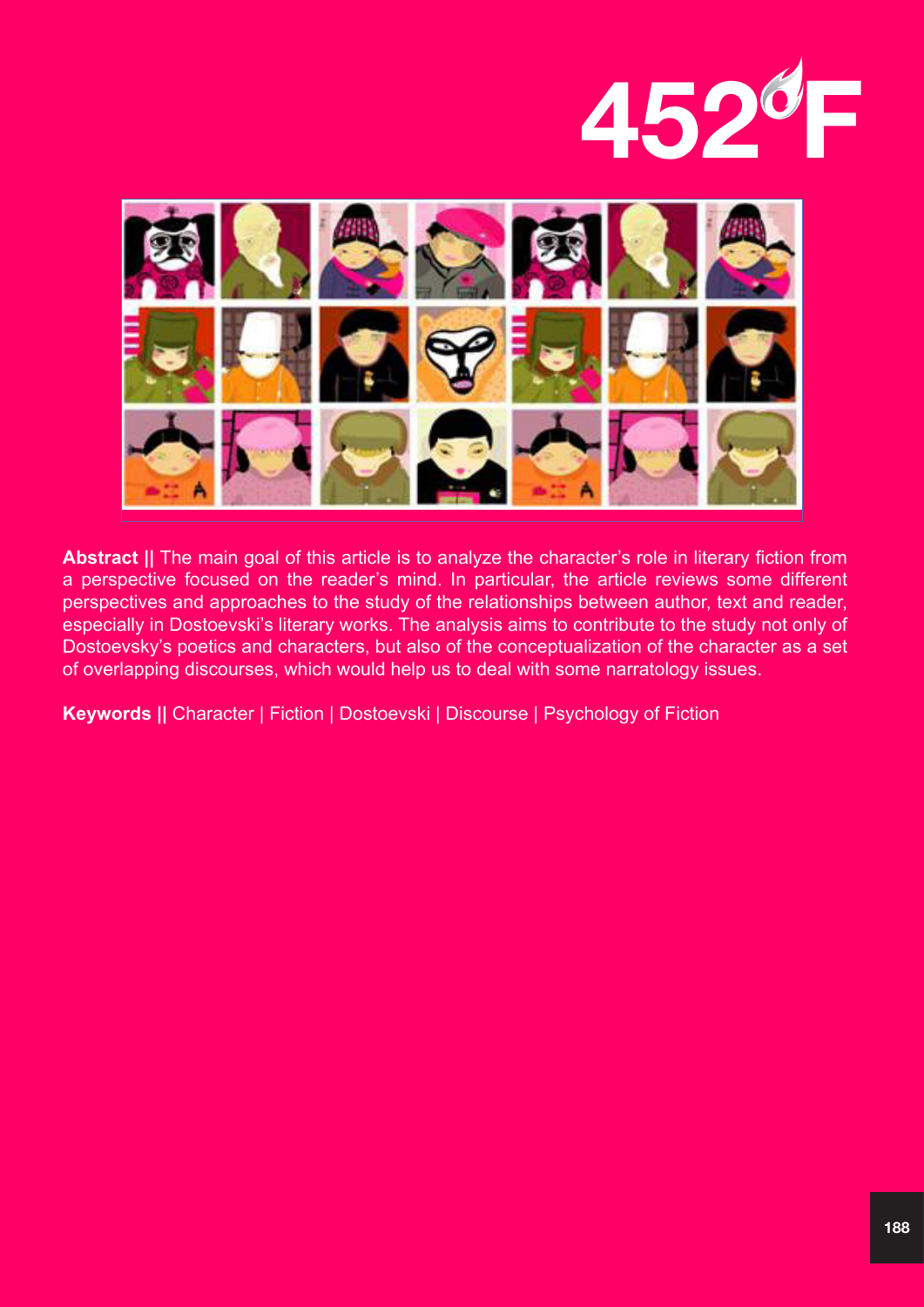**Abstract ||** The main goal of this article is to analyze the character's role in literary fiction from a perspective focused on the reader's mind. In particular, the article reviews some different perspectives and approaches to the study of the relationships between author, text and reader, especially in Dostoevski's literary works. The analysis aims to contribute to the study not only of Dostoevsky's poetics and characters, but also of the conceptualization of the character as a set of overlapping discourses, which would help us to deal with some narratology issues.

**Keywords ||** Character | Fiction | Dostoevski | Discourse | Psychology of Fiction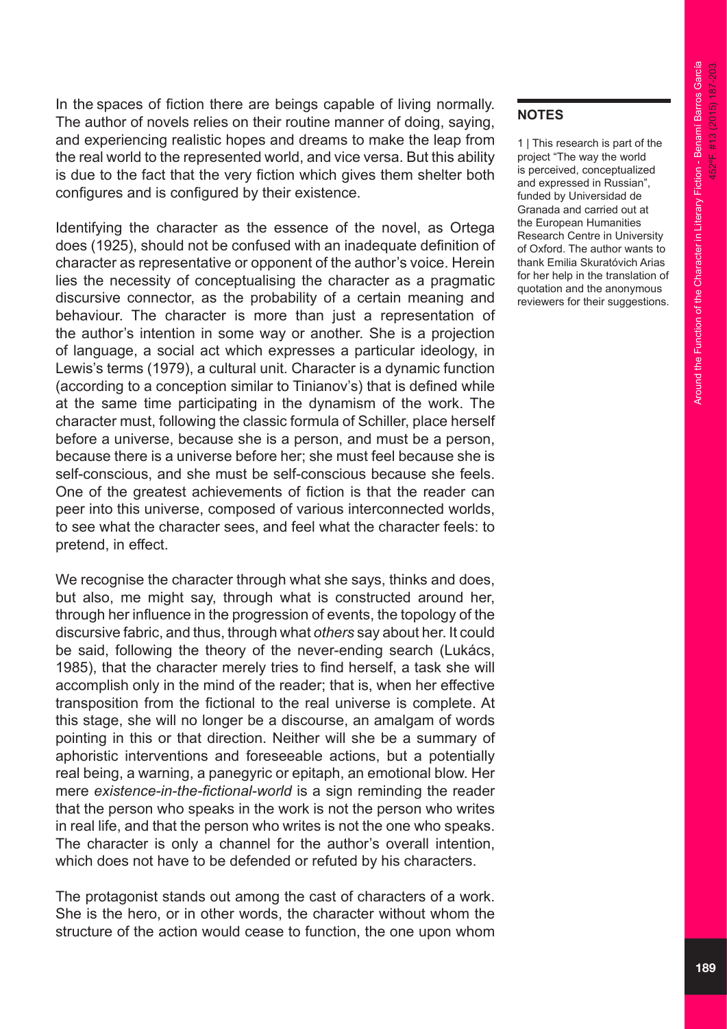In the spaces of fiction there are beings capable of living normally. The author of novels relies on their routine manner of doing, saying, and experiencing realistic hopes and dreams to make the leap from the real world to the represented world, and vice versa. But this ability is due to the fact that the very fiction which gives them shelter both configures and is configured by their existence.

Identifying the character as the essence of the novel, as Ortega does (1925), should not be confused with an inadequate definition of character as representative or opponent of the author's voice. Herein lies the necessity of conceptualising the character as a pragmatic discursive connector, as the probability of a certain meaning and behaviour. The character is more than just a representation of the author's intention in some way or another. She is a projection of language, a social act which expresses a particular ideology, in Lewis's terms (1979), a cultural unit. Character is a dynamic function (according to a conception similar to Tinianov's) that is defined while at the same time participating in the dynamism of the work. The character must, following the classic formula of Schiller, place herself before a universe, because she is a person, and must be a person, because there is a universe before her; she must feel because she is self-conscious, and she must be self-conscious because she feels. One of the greatest achievements of fiction is that the reader can peer into this universe, composed of various interconnected worlds, to see what the character sees, and feel what the character feels: to pretend, in effect.

We recognise the character through what she says, thinks and does, but also, me might say, through what is constructed around her, through her influence in the progression of events, the topology of the discursive fabric, and thus, through what *others* say about her. It could be said, following the theory of the never-ending search (Lukács, 1985), that the character merely tries to find herself, a task she will accomplish only in the mind of the reader; that is, when her effective transposition from the fictional to the real universe is complete. At this stage, she will no longer be a discourse, an amalgam of words pointing in this or that direction. Neither will she be a summary of aphoristic interventions and foreseeable actions, but a potentially real being, a warning, a panegyric or epitaph, an emotional blow. Her mere *existence-in-the-fictional-world* is a sign reminding the reader that the person who speaks in the work is not the person who writes in real life, and that the person who writes is not the one who speaks. The character is only a channel for the author's overall intention, which does not have to be defended or refuted by his characters.

The protagonist stands out among the cast of characters of a work. She is the hero, or in other words, the character without whom the structure of the action would cease to function, the one upon whom

**NOTES**

1 | This research is part of the project "The way the world is perceived, conceptualized and expressed in Russian", funded by Universidad de Granada and carried out at the European Humanities Research Centre in University of Oxford. The author wants to thank Emilia Skuratóvich Arias for her help in the translation of quotation and the anonymous reviewers for their suggestions.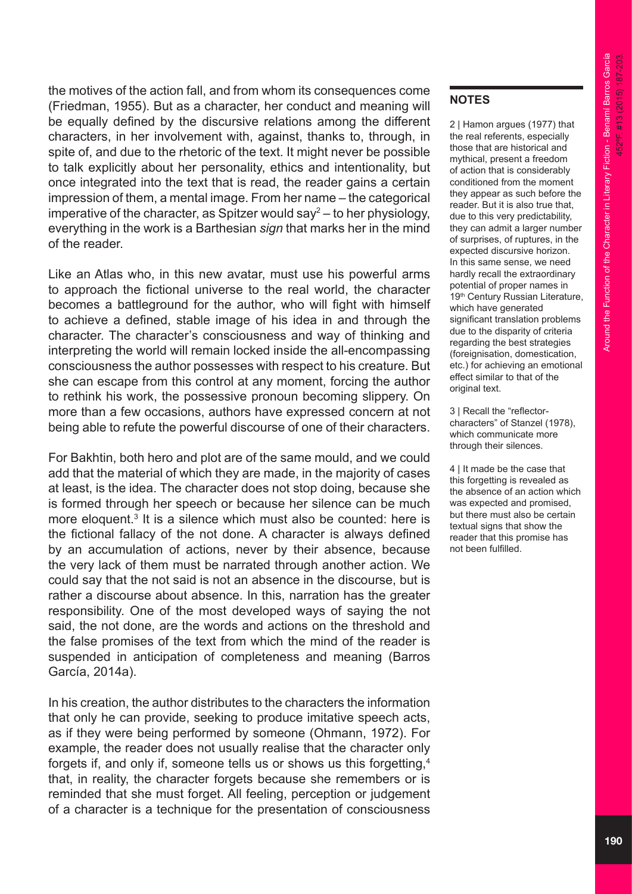the motives of the action fall, and from whom its consequences come (Friedman, 1955). But as a character, her conduct and meaning will be equally defined by the discursive relations among the different characters, in her involvement with, against, thanks to, through, in spite of, and due to the rhetoric of the text. It might never be possible to talk explicitly about her personality, ethics and intentionality, but once integrated into the text that is read, the reader gains a certain impression of them, a mental image. From her name – the categorical imperative of the character, as Spitzer would say[2] – to her physiology, everything in the work is a Barthesian *sign* that marks her in the mind of the reader.

Like an Atlas who, in this new avatar, must use his powerful arms to approach the fictional universe to the real world, the character becomes a battleground for the author, who will fight with himself to achieve a defined, stable image of his idea in and through the character. The character's consciousness and way of thinking and interpreting the world will remain locked inside the all-encompassing consciousness the author possesses with respect to his creature. But she can escape from this control at any moment, forcing the author to rethink his work, the possessive pronoun becoming slippery. On more than a few occasions, authors have expressed concern at not being able to refute the powerful discourse of one of their characters.

For Bakhtin, both hero and plot are of the same mould, and we could add that the material of which they are made, in the majority of cases at least, is the idea. The character does not stop doing, because she is formed through her speech or because her silence can be much more eloquent.[3] It is a silence which must also be counted: here is the fictional fallacy of the not done. A character is always defined by an accumulation of actions, never by their absence, because the very lack of them must be narrated through another action. We could say that the not said is not an absence in the discourse, but is rather a discourse about absence. In this, narration has the greater responsibility. One of the most developed ways of saying the not said, the not done, are the words and actions on the threshold and the false promises of the text from which the mind of the reader is suspended in anticipation of completeness and meaning (Barros García, 2014a).

In his creation, the author distributes to the characters the information that only he can provide, seeking to produce imitative speech acts, as if they were being performed by someone (Ohmann, 1972). For example, the reader does not usually realise that the character only forgets if, and only if, someone tells us or shows us this forgetting,[4] that, in reality, the character forgets because she remembers or is reminded that she must forget. All feeling, perception or judgement of a character is a technique for the presentation of consciousness

**NOTES**

2 | Hamon argues (1977) that the real referents, especially those that are historical and mythical, present a freedom of action that is considerably conditioned from the moment they appear as such before the reader. But it is also true that, due to this very predictability, they can admit a larger number of surprises, of ruptures, in the expected discursive horizon. In this same sense, we need hardly recall the extraordinary potential of proper names in 19th Century Russian Literature, which have generated significant translation problems due to the disparity of criteria regarding the best strategies (foreignisation, domestication, etc.) for achieving an emotional effect similar to that of the original text.

3 | Recall the "reflector-characters" of Stanzel (1978), which communicate more through their silences.

4 | It made be the case that this forgetting is revealed as the absence of an action which was expected and promised, but there must also be certain textual signs that show the reader that this promise has not been fulfilled.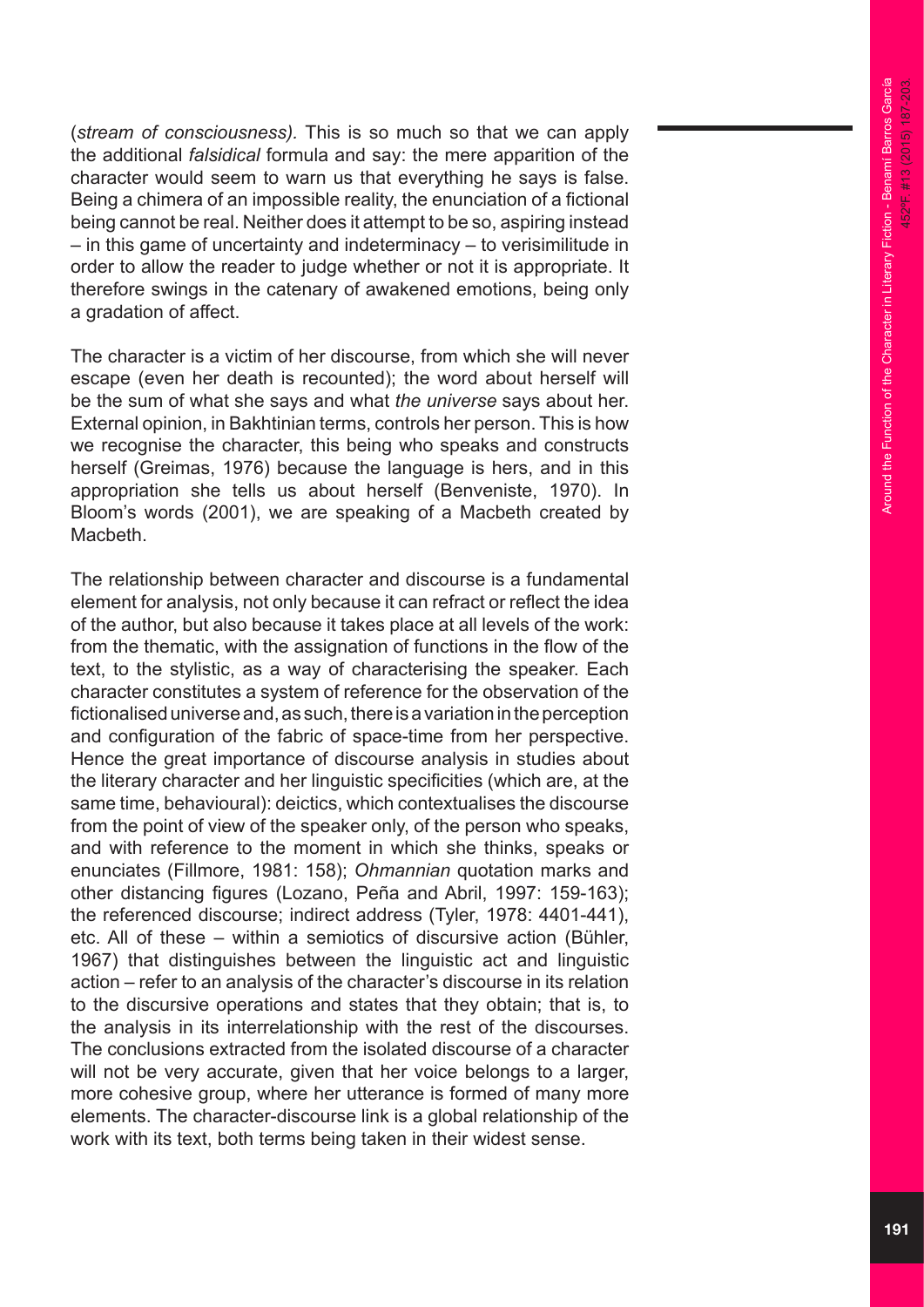(*stream of consciousness)*. This is so much so that we can apply the additional *falsidical* formula and say: the mere apparition of the character would seem to warn us that everything he says is false. Being a chimera of an impossible reality, the enunciation of a fictional being cannot be real. Neither does it attempt to be so, aspiring instead – in this game of uncertainty and indeterminacy – to verisimilitude in order to allow the reader to judge whether or not it is appropriate. It therefore swings in the catenary of awakened emotions, being only a gradation of affect.

The character is a victim of her discourse, from which she will never escape (even her death is recounted); the word about herself will be the sum of what she says and what *the universe* says about her. External opinion, in Bakhtinian terms, controls her person. This is how we recognise the character, this being who speaks and constructs herself (Greimas, 1976) because the language is hers, and in this appropriation she tells us about herself (Benveniste, 1970). In Bloom's words (2001), we are speaking of a Macbeth created by Macbeth.

The relationship between character and discourse is a fundamental element for analysis, not only because it can refract or reflect the idea of the author, but also because it takes place at all levels of the work: from the thematic, with the assignation of functions in the flow of the text, to the stylistic, as a way of characterising the speaker. Each character constitutes a system of reference for the observation of the fictionalised universe and, as such, there is a variation in the perception and configuration of the fabric of space-time from her perspective. Hence the great importance of discourse analysis in studies about the literary character and her linguistic specificities (which are, at the same time, behavioural): deictics, which contextualises the discourse from the point of view of the speaker only, of the person who speaks, and with reference to the moment in which she thinks, speaks or enunciates (Fillmore, 1981: 158); *Ohmannian* quotation marks and other distancing figures (Lozano, Peña and Abril, 1997: 159-163); the referenced discourse; indirect address (Tyler, 1978: 4401-441), etc. All of these – within a semiotics of discursive action (Bühler, 1967) that distinguishes between the linguistic act and linguistic action – refer to an analysis of the character's discourse in its relation to the discursive operations and states that they obtain; that is, to the analysis in its interrelationship with the rest of the discourses. The conclusions extracted from the isolated discourse of a character will not be very accurate, given that her voice belongs to a larger, more cohesive group, where her utterance is formed of many more elements. The character-discourse link is a global relationship of the work with its text, both terms being taken in their widest sense.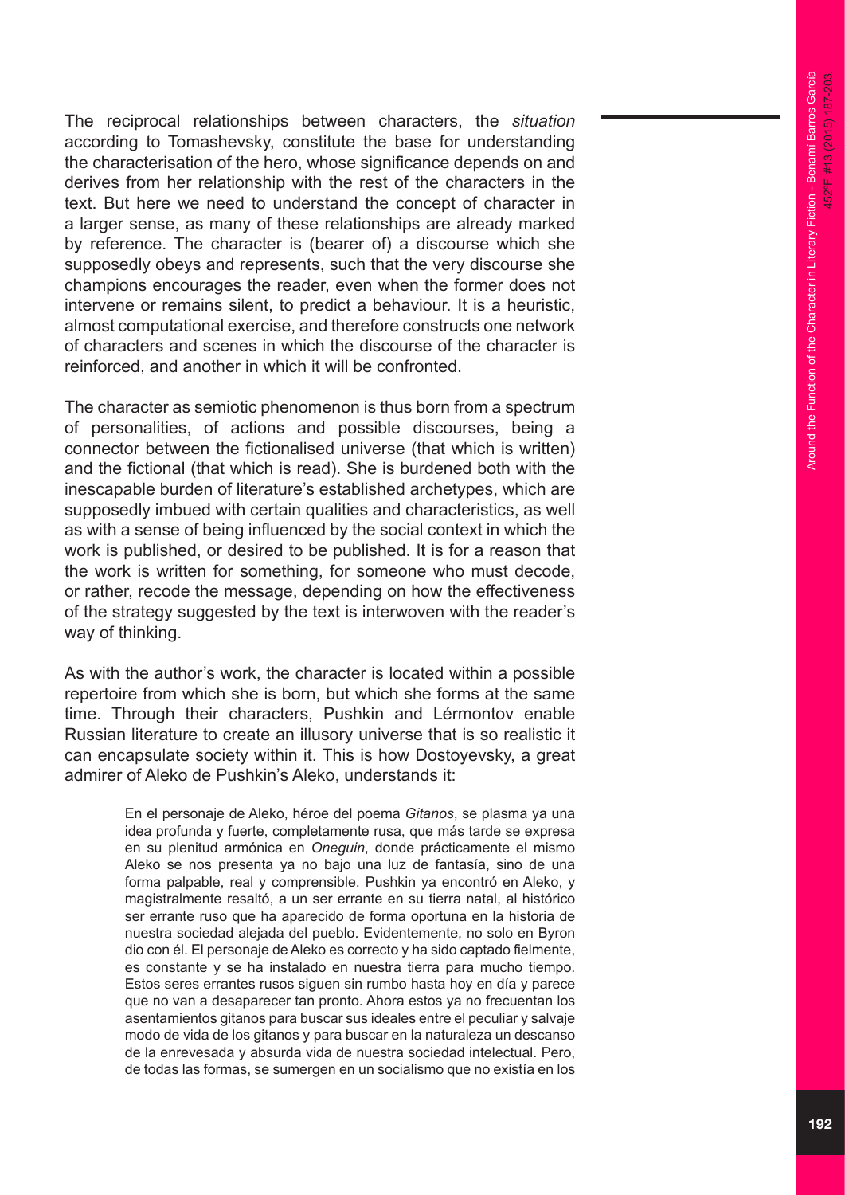The reciprocal relationships between characters, the *situation* according to Tomashevsky, constitute the base for understanding the characterisation of the hero, whose significance depends on and derives from her relationship with the rest of the characters in the text. But here we need to understand the concept of character in a larger sense, as many of these relationships are already marked by reference. The character is (bearer of) a discourse which she supposedly obeys and represents, such that the very discourse she champions encourages the reader, even when the former does not intervene or remains silent, to predict a behaviour. It is a heuristic, almost computational exercise, and therefore constructs one network of characters and scenes in which the discourse of the character is reinforced, and another in which it will be confronted.

The character as semiotic phenomenon is thus born from a spectrum of personalities, of actions and possible discourses, being a connector between the fictionalised universe (that which is written) and the fictional (that which is read). She is burdened both with the inescapable burden of literature's established archetypes, which are supposedly imbued with certain qualities and characteristics, as well as with a sense of being influenced by the social context in which the work is published, or desired to be published. It is for a reason that the work is written for something, for someone who must decode, or rather, recode the message, depending on how the effectiveness of the strategy suggested by the text is interwoven with the reader's way of thinking.

As with the author's work, the character is located within a possible repertoire from which she is born, but which she forms at the same time. Through their characters, Pushkin and Lérmontov enable Russian literature to create an illusory universe that is so realistic it can encapsulate society within it. This is how Dostoyevsky, a great admirer of Aleko de Pushkin's Aleko, understands it:

> En el personaje de Aleko, héroe del poema *Gitanos*, se plasma ya una idea profunda y fuerte, completamente rusa, que más tarde se expresa en su plenitud armónica en *Oneguin*, donde prácticamente el mismo Aleko se nos presenta ya no bajo una luz de fantasía, sino de una forma palpable, real y comprensible. Pushkin ya encontró en Aleko, y magistralmente resaltó, a un ser errante en su tierra natal, al histórico ser errante ruso que ha aparecido de forma oportuna en la historia de nuestra sociedad alejada del pueblo. Evidentemente, no solo en Byron dio con él. El personaje de Aleko es correcto y ha sido captado fielmente, es constante y se ha instalado en nuestra tierra para mucho tiempo. Estos seres errantes rusos siguen sin rumbo hasta hoy en día y parece que no van a desaparecer tan pronto. Ahora estos ya no frecuentan los asentamientos gitanos para buscar sus ideales entre el peculiar y salvaje modo de vida de los gitanos y para buscar en la naturaleza un descanso de la enrevesada y absurda vida de nuestra sociedad intelectual. Pero, de todas las formas, se sumergen en un socialismo que no existía en los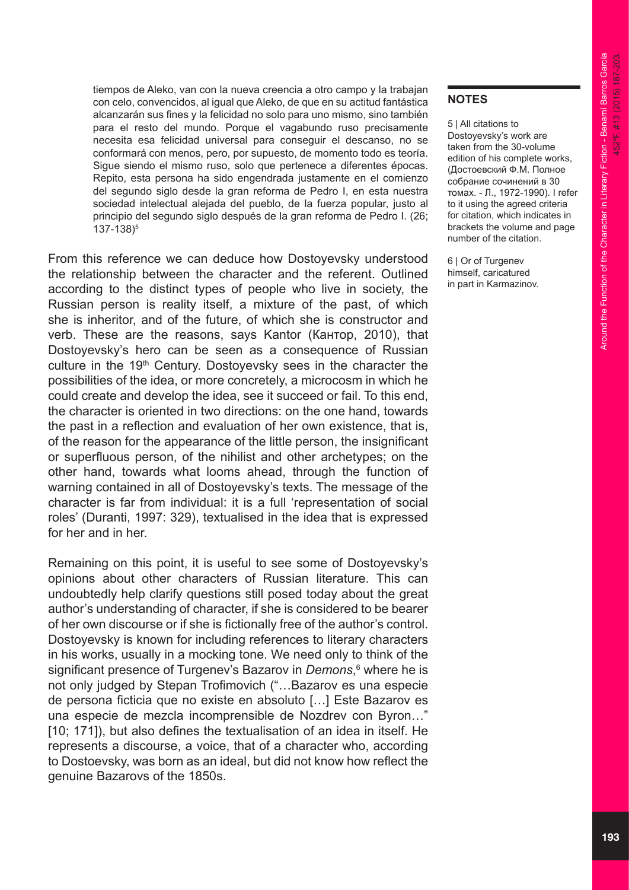> tiempos de Aleko, van con la nueva creencia a otro campo y la trabajan con celo, convencidos, al igual que Aleko, de que en su actitud fantástica alcanzarán sus fines y la felicidad no solo para uno mismo, sino también para el resto del mundo. Porque el vagabundo ruso precisamente necesita esa felicidad universal para conseguir el descanso, no se conformará con menos, pero, por supuesto, de momento todo es teoría. Sigue siendo el mismo ruso, solo que pertenece a diferentes épocas. Repito, esta persona ha sido engendrada justamente en el comienzo del segundo siglo desde la gran reforma de Pedro I, en esta nuestra sociedad intelectual alejada del pueblo, de la fuerza popular, justo al principio del segundo siglo después de la gran reforma de Pedro I. (26; 137-138)[5]

From this reference we can deduce how Dostoyevsky understood the relationship between the character and the referent. Outlined according to the distinct types of people who live in society, the Russian person is reality itself, a mixture of the past, of which she is inheritor, and of the future, of which she is constructor and verb. These are the reasons, says Kantor (Кантор, 2010), that Dostoyevsky's hero can be seen as a consequence of Russian culture in the 19th Century. Dostoyevsky sees in the character the possibilities of the idea, or more concretely, a microcosm in which he could create and develop the idea, see it succeed or fail. To this end, the character is oriented in two directions: on the one hand, towards the past in a reflection and evaluation of her own existence, that is, of the reason for the appearance of the little person, the insignificant or superfluous person, of the nihilist and other archetypes; on the other hand, towards what looms ahead, through the function of warning contained in all of Dostoyevsky's texts. The message of the character is far from individual: it is a full 'representation of social roles' (Duranti, 1997: 329), textualised in the idea that is expressed for her and in her.

Remaining on this point, it is useful to see some of Dostoyevsky's opinions about other characters of Russian literature. This can undoubtedly help clarify questions still posed today about the great author's understanding of character, if she is considered to be bearer of her own discourse or if she is fictionally free of the author's control. Dostoyevsky is known for including references to literary characters in his works, usually in a mocking tone. We need only to think of the significant presence of Turgenev's Bazarov in *Demons*,[6] where he is not only judged by Stepan Trofimovich ("…Bazarov es una especie de persona ficticia que no existe en absoluto […] Este Bazarov es una especie de mezcla incomprensible de Nozdrev con Byron…" [10; 171]), but also defines the textualisation of an idea in itself. He represents a discourse, a voice, that of a character who, according to Dostoevsky, was born as an ideal, but did not know how reflect the genuine Bazarovs of the 1850s.

**NOTES**

5 | All citations to Dostoyevsky's work are taken from the 30-volume edition of his complete works, (Достоевский Ф.М. Полное собрание сочинений в 30 томах. - Л., 1972-1990). I refer to it using the agreed criteria for citation, which indicates in brackets the volume and page number of the citation.

6 | Or of Turgenev himself, caricatured in part in Karmazinov.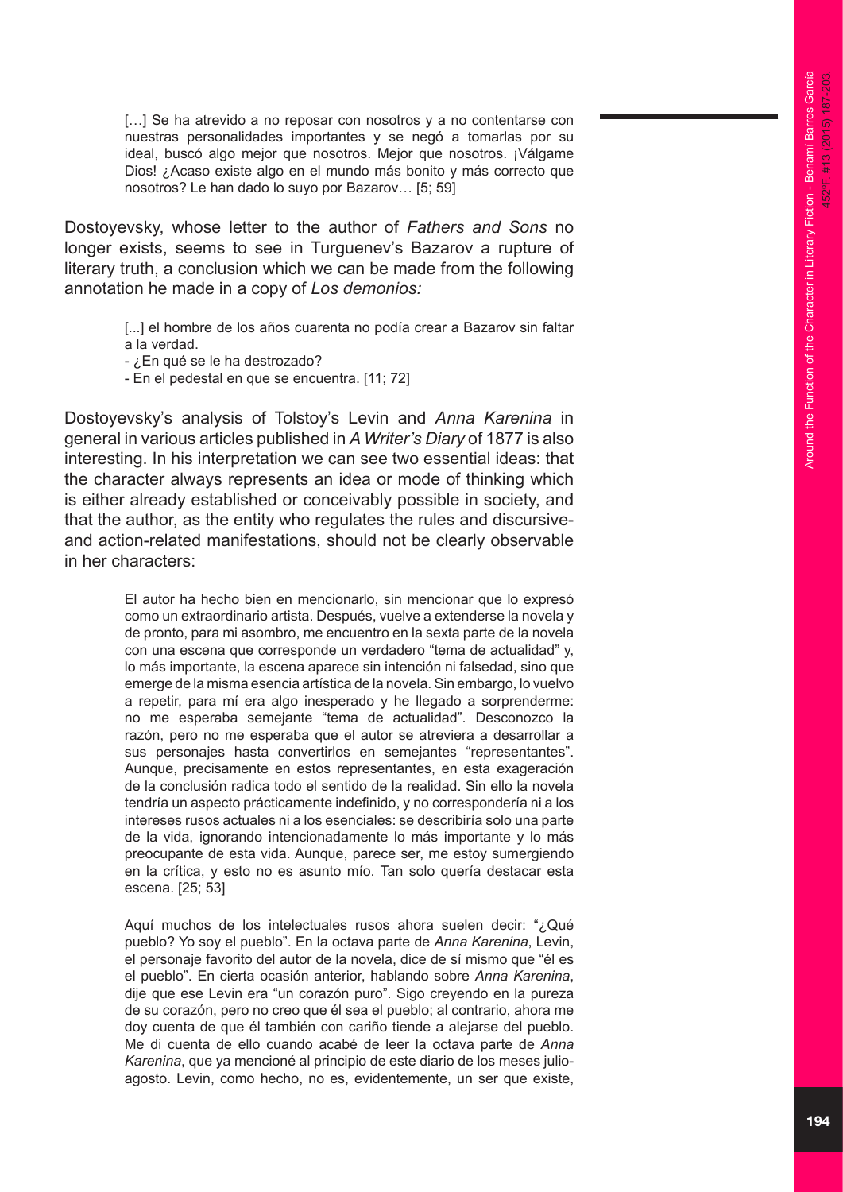> […] Se ha atrevido a no reposar con nosotros y a no contentarse con nuestras personalidades importantes y se negó a tomarlas por su ideal, buscó algo mejor que nosotros. Mejor que nosotros. ¡Válgame Dios! ¿Acaso existe algo en el mundo más bonito y más correcto que nosotros? Le han dado lo suyo por Bazarov… [5; 59]

Dostoyevsky, whose letter to the author of *Fathers and Sons* no longer exists, seems to see in Turguenev's Bazarov a rupture of literary truth, a conclusion which we can be made from the following annotation he made in a copy of *Los demonios:*

> [...] el hombre de los años cuarenta no podía crear a Bazarov sin faltar a la verdad.
> - ¿En qué se le ha destrozado?
> - En el pedestal en que se encuentra. [11; 72]

Dostoyevsky's analysis of Tolstoy's Levin and *Anna Karenina* in general in various articles published in *A Writer's Diary* of 1877 is also interesting. In his interpretation we can see two essential ideas: that the character always represents an idea or mode of thinking which is either already established or conceivably possible in society, and that the author, as the entity who regulates the rules and discursive- and action-related manifestations, should not be clearly observable in her characters:

> El autor ha hecho bien en mencionarlo, sin mencionar que lo expresó como un extraordinario artista. Después, vuelve a extenderse la novela y de pronto, para mi asombro, me encuentro en la sexta parte de la novela con una escena que corresponde un verdadero "tema de actualidad" y, lo más importante, la escena aparece sin intención ni falsedad, sino que emerge de la misma esencia artística de la novela. Sin embargo, lo vuelvo a repetir, para mí era algo inesperado y he llegado a sorprenderme: no me esperaba semejante "tema de actualidad". Desconozco la razón, pero no me esperaba que el autor se atreviera a desarrollar a sus personajes hasta convertirlos en semejantes "representantes". Aunque, precisamente en estos representantes, en esta exageración de la conclusión radica todo el sentido de la realidad. Sin ello la novela tendría un aspecto prácticamente indefinido, y no correspondería ni a los intereses rusos actuales ni a los esenciales: se describiría solo una parte de la vida, ignorando intencionadamente lo más importante y lo más preocupante de esta vida. Aunque, parece ser, me estoy sumergiendo en la crítica, y esto no es asunto mío. Tan solo quería destacar esta escena. [25; 53]
>
> Aquí muchos de los intelectuales rusos ahora suelen decir: "¿Qué pueblo? Yo soy el pueblo". En la octava parte de *Anna Karenina*, Levin, el personaje favorito del autor de la novela, dice de sí mismo que "él es el pueblo". En cierta ocasión anterior, hablando sobre *Anna Karenina*, dije que ese Levin era "un corazón puro". Sigo creyendo en la pureza de su corazón, pero no creo que él sea el pueblo; al contrario, ahora me doy cuenta de que él también con cariño tiende a alejarse del pueblo. Me di cuenta de ello cuando acabé de leer la octava parte de *Anna Karenina*, que ya mencioné al principio de este diario de los meses julio-agosto. Levin, como hecho, no es, evidentemente, un ser que existe,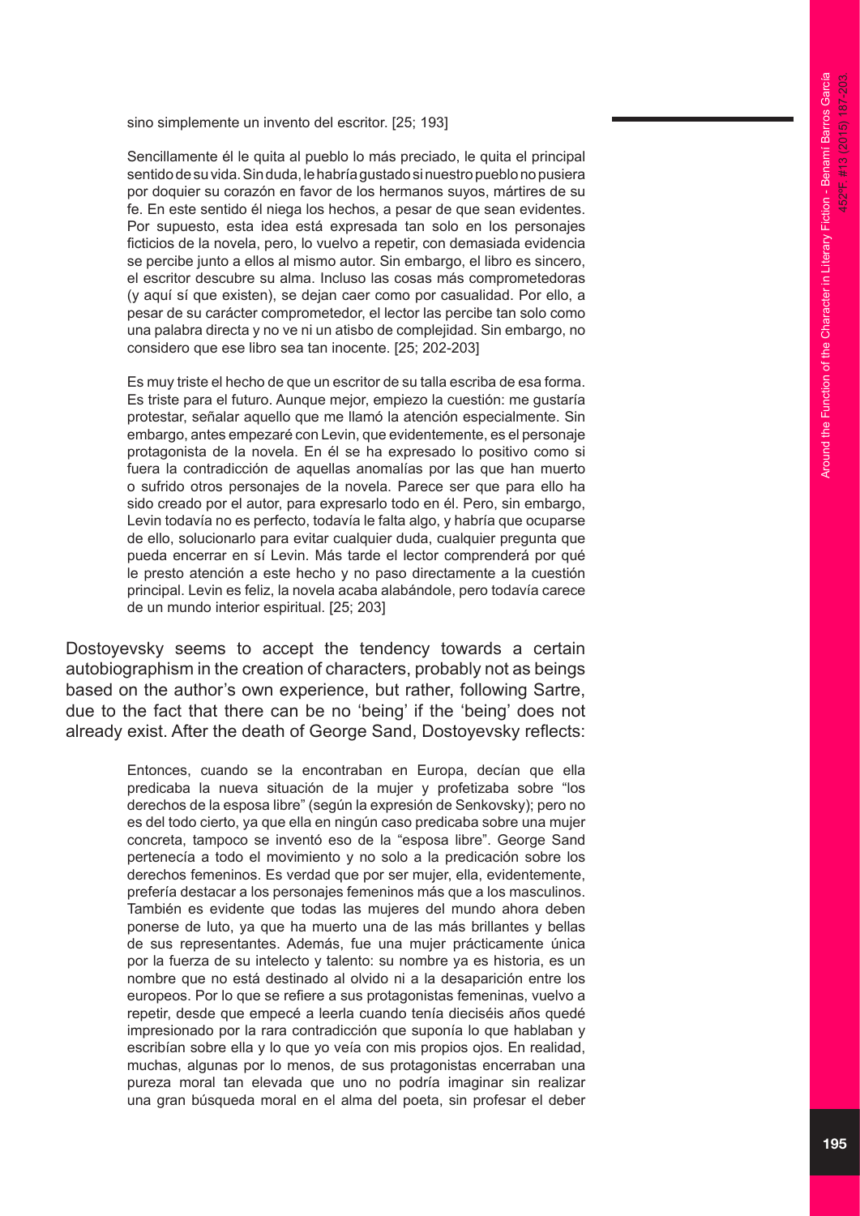sino simplemente un invento del escritor. [25; 193]

> Sencillamente él le quita al pueblo lo más preciado, le quita el principal sentido de su vida. Sin duda, le habría gustado si nuestro pueblo no pusiera por doquier su corazón en favor de los hermanos suyos, mártires de su fe. En este sentido él niega los hechos, a pesar de que sean evidentes. Por supuesto, esta idea está expresada tan solo en los personajes ficticios de la novela, pero, lo vuelvo a repetir, con demasiada evidencia se percibe junto a ellos al mismo autor. Sin embargo, el libro es sincero, el escritor descubre su alma. Incluso las cosas más comprometedoras (y aquí sí que existen), se dejan caer como por casualidad. Por ello, a pesar de su carácter comprometedor, el lector las percibe tan solo como una palabra directa y no ve ni un atisbo de complejidad. Sin embargo, no considero que ese libro sea tan inocente. [25; 202-203]

> Es muy triste el hecho de que un escritor de su talla escriba de esa forma. Es triste para el futuro. Aunque mejor, empiezo la cuestión: me gustaría protestar, señalar aquello que me llamó la atención especialmente. Sin embargo, antes empezaré con Levin, que evidentemente, es el personaje protagonista de la novela. En él se ha expresado lo positivo como si fuera la contradicción de aquellas anomalías por las que han muerto o sufrido otros personajes de la novela. Parece ser que para ello ha sido creado por el autor, para expresarlo todo en él. Pero, sin embargo, Levin todavía no es perfecto, todavía le falta algo, y habría que ocuparse de ello, solucionarlo para evitar cualquier duda, cualquier pregunta que pueda encerrar en sí Levin. Más tarde el lector comprenderá por qué le presto atención a este hecho y no paso directamente a la cuestión principal. Levin es feliz, la novela acaba alabándole, pero todavía carece de un mundo interior espiritual. [25; 203]

Dostoyevsky seems to accept the tendency towards a certain autobiographism in the creation of characters, probably not as beings based on the author's own experience, but rather, following Sartre, due to the fact that there can be no 'being' if the 'being' does not already exist. After the death of George Sand, Dostoyevsky reflects:

> Entonces, cuando se la encontraban en Europa, decían que ella predicaba la nueva situación de la mujer y profetizaba sobre "los derechos de la esposa libre" (según la expresión de Senkovsky); pero no es del todo cierto, ya que ella en ningún caso predicaba sobre una mujer concreta, tampoco se inventó eso de la "esposa libre". George Sand pertenecía a todo el movimiento y no solo a la predicación sobre los derechos femeninos. Es verdad que por ser mujer, ella, evidentemente, prefería destacar a los personajes femeninos más que a los masculinos. También es evidente que todas las mujeres del mundo ahora deben ponerse de luto, ya que ha muerto una de las más brillantes y bellas de sus representantes. Además, fue una mujer prácticamente única por la fuerza de su intelecto y talento: su nombre ya es historia, es un nombre que no está destinado al olvido ni a la desaparición entre los europeos. Por lo que se refiere a sus protagonistas femeninas, vuelvo a repetir, desde que empecé a leerla cuando tenía dieciséis años quedé impresionado por la rara contradicción que suponía lo que hablaban y escribían sobre ella y lo que yo veía con mis propios ojos. En realidad, muchas, algunas por lo menos, de sus protagonistas encerraban una pureza moral tan elevada que uno no podría imaginar sin realizar una gran búsqueda moral en el alma del poeta, sin profesar el deber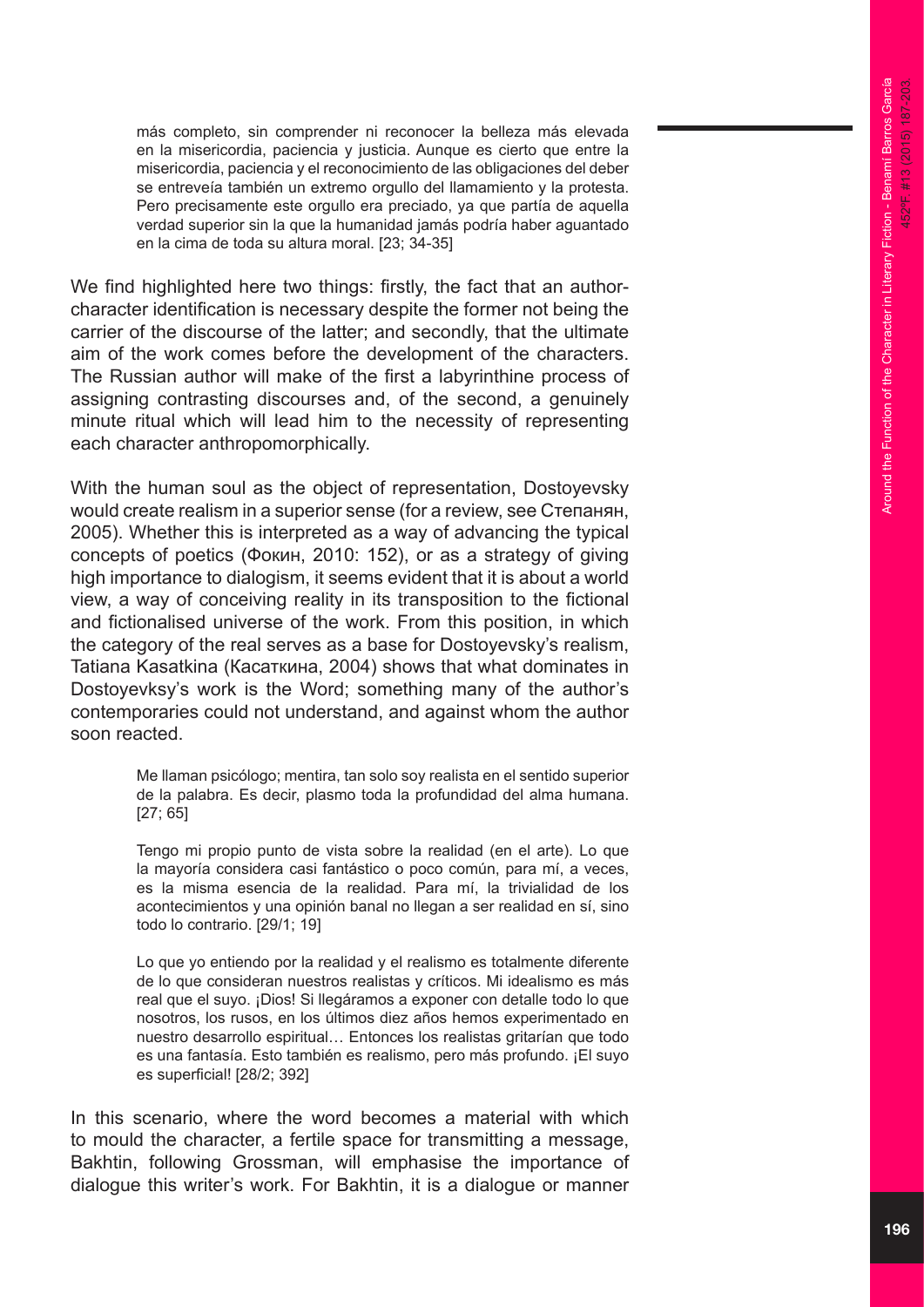> más completo, sin comprender ni reconocer la belleza más elevada en la misericordia, paciencia y justicia. Aunque es cierto que entre la misericordia, paciencia y el reconocimiento de las obligaciones del deber se entreveía también un extremo orgullo del llamamiento y la protesta. Pero precisamente este orgullo era preciado, ya que partía de aquella verdad superior sin la que la humanidad jamás podría haber aguantado en la cima de toda su altura moral. [23; 34-35]

We find highlighted here two things: firstly, the fact that an author-character identification is necessary despite the former not being the carrier of the discourse of the latter; and secondly, that the ultimate aim of the work comes before the development of the characters. The Russian author will make of the first a labyrinthine process of assigning contrasting discourses and, of the second, a genuinely minute ritual which will lead him to the necessity of representing each character anthropomorphically.

With the human soul as the object of representation, Dostoyevsky would create realism in a superior sense (for a review, see Степанян, 2005). Whether this is interpreted as a way of advancing the typical concepts of poetics (Фокин, 2010: 152), or as a strategy of giving high importance to dialogism, it seems evident that it is about a world view, a way of conceiving reality in its transposition to the fictional and fictionalised universe of the work. From this position, in which the category of the real serves as a base for Dostoyevsky's realism, Tatiana Kasatkina (Касаткина, 2004) shows that what dominates in Dostoyevksy's work is the Word; something many of the author's contemporaries could not understand, and against whom the author soon reacted.

> Me llaman psicólogo; mentira, tan solo soy realista en el sentido superior de la palabra. Es decir, plasmo toda la profundidad del alma humana. [27; 65]

> Tengo mi propio punto de vista sobre la realidad (en el arte). Lo que la mayoría considera casi fantástico o poco común, para mí, a veces, es la misma esencia de la realidad. Para mí, la trivialidad de los acontecimientos y una opinión banal no llegan a ser realidad en sí, sino todo lo contrario. [29/1; 19]

> Lo que yo entiendo por la realidad y el realismo es totalmente diferente de lo que consideran nuestros realistas y críticos. Mi idealismo es más real que el suyo. ¡Dios! Si llegáramos a exponer con detalle todo lo que nosotros, los rusos, en los últimos diez años hemos experimentado en nuestro desarrollo espiritual… Entonces los realistas gritarían que todo es una fantasía. Esto también es realismo, pero más profundo. ¡El suyo es superficial! [28/2; 392]

In this scenario, where the word becomes a material with which to mould the character, a fertile space for transmitting a message, Bakhtin, following Grossman, will emphasise the importance of dialogue this writer's work. For Bakhtin, it is a dialogue or manner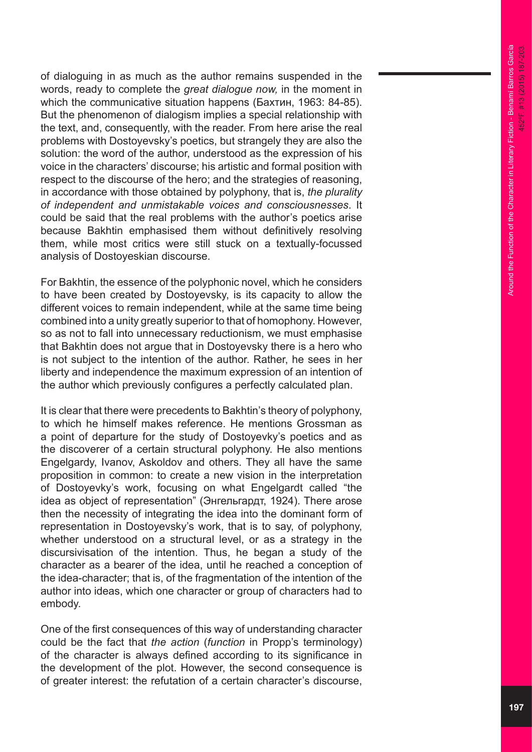of dialoguing in as much as the author remains suspended in the words, ready to complete the *great dialogue now,* in the moment in which the communicative situation happens (Бахтин, 1963: 84-85). But the phenomenon of dialogism implies a special relationship with the text, and, consequently, with the reader. From here arise the real problems with Dostoyevsky's poetics, but strangely they are also the solution: the word of the author, understood as the expression of his voice in the characters' discourse; his artistic and formal position with respect to the discourse of the hero; and the strategies of reasoning, in accordance with those obtained by polyphony, that is, *the plurality of independent and unmistakable voices and consciousnesses*. It could be said that the real problems with the author's poetics arise because Bakhtin emphasised them without definitively resolving them, while most critics were still stuck on a textually-focussed analysis of Dostoyeskian discourse.

For Bakhtin, the essence of the polyphonic novel, which he considers to have been created by Dostoyevsky, is its capacity to allow the different voices to remain independent, while at the same time being combined into a unity greatly superior to that of homophony. However, so as not to fall into unnecessary reductionism, we must emphasise that Bakhtin does not argue that in Dostoyevsky there is a hero who is not subject to the intention of the author. Rather, he sees in her liberty and independence the maximum expression of an intention of the author which previously configures a perfectly calculated plan.

It is clear that there were precedents to Bakhtin's theory of polyphony, to which he himself makes reference. He mentions Grossman as a point of departure for the study of Dostoyevky's poetics and as the discoverer of a certain structural polyphony. He also mentions Engelgardy, Ivanov, Askoldov and others. They all have the same proposition in common: to create a new vision in the interpretation of Dostoyevky's work, focusing on what Engelgardt called "the idea as object of representation" (Энгельгардт, 1924). There arose then the necessity of integrating the idea into the dominant form of representation in Dostoyevsky's work, that is to say, of polyphony, whether understood on a structural level, or as a strategy in the discursivisation of the intention. Thus, he began a study of the character as a bearer of the idea, until he reached a conception of the idea-character; that is, of the fragmentation of the intention of the author into ideas, which one character or group of characters had to embody.

One of the first consequences of this way of understanding character could be the fact that *the action* (*function* in Propp's terminology) of the character is always defined according to its significance in the development of the plot. However, the second consequence is of greater interest: the refutation of a certain character's discourse,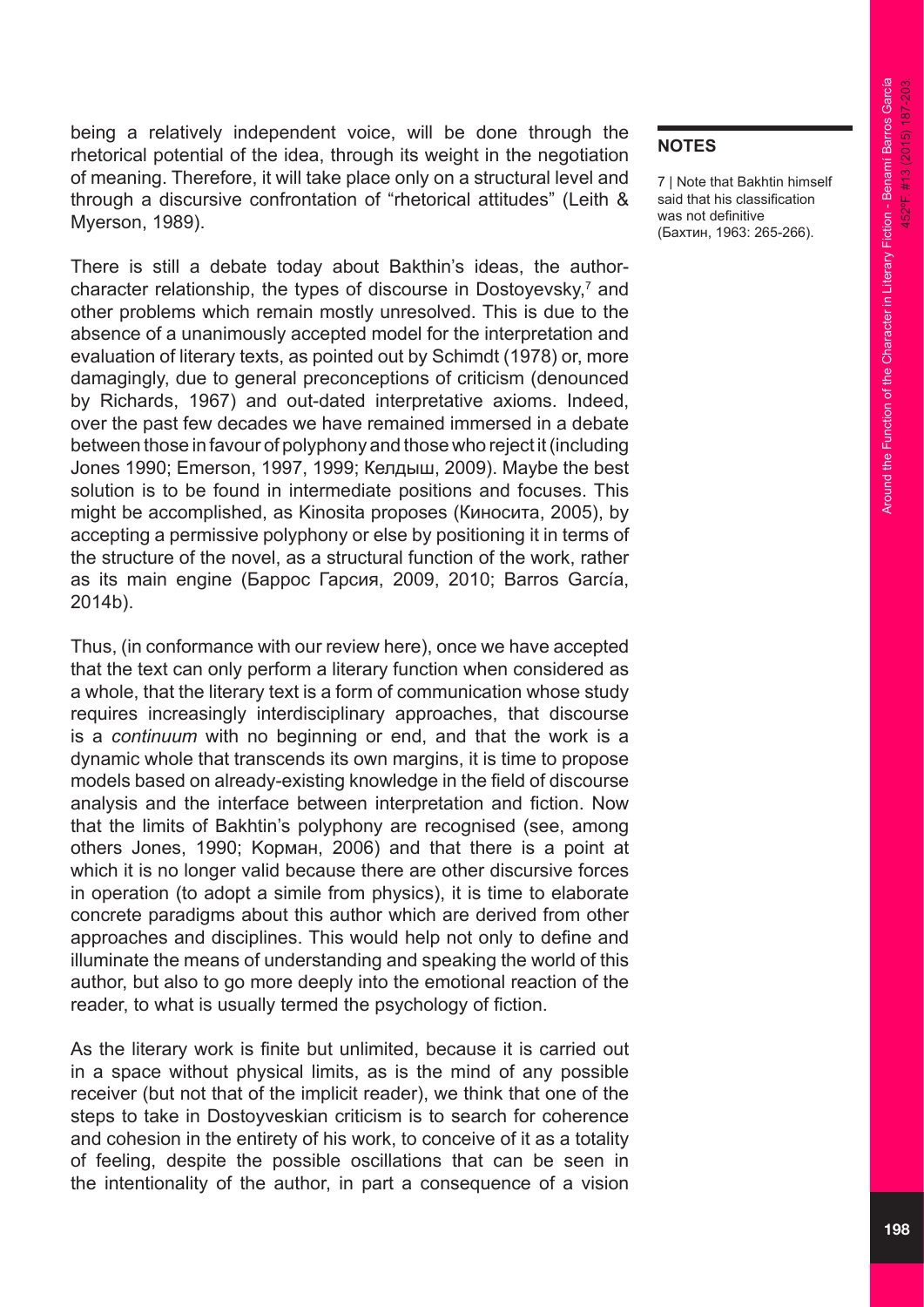being a relatively independent voice, will be done through the rhetorical potential of the idea, through its weight in the negotiation of meaning. Therefore, it will take place only on a structural level and through a discursive confrontation of "rhetorical attitudes" (Leith & Myerson, 1989).

There is still a debate today about Bakthin's ideas, the author-character relationship, the types of discourse in Dostoyevsky,[7] and other problems which remain mostly unresolved. This is due to the absence of a unanimously accepted model for the interpretation and evaluation of literary texts, as pointed out by Schimdt (1978) or, more damagingly, due to general preconceptions of criticism (denounced by Richards, 1967) and out-dated interpretative axioms. Indeed, over the past few decades we have remained immersed in a debate between those in favour of polyphony and those who reject it (including Jones 1990; Emerson, 1997, 1999; Келдыш, 2009). Maybe the best solution is to be found in intermediate positions and focuses. This might be accomplished, as Kinosita proposes (Киносита, 2005), by accepting a permissive polyphony or else by positioning it in terms of the structure of the novel, as a structural function of the work, rather as its main engine (Баррос Гарсия, 2009, 2010; Barros García, 2014b).

Thus, (in conformance with our review here), once we have accepted that the text can only perform a literary function when considered as a whole, that the literary text is a form of communication whose study requires increasingly interdisciplinary approaches, that discourse is a *continuum* with no beginning or end, and that the work is a dynamic whole that transcends its own margins, it is time to propose models based on already-existing knowledge in the field of discourse analysis and the interface between interpretation and fiction. Now that the limits of Bakhtin's polyphony are recognised (see, among others Jones, 1990; Корман, 2006) and that there is a point at which it is no longer valid because there are other discursive forces in operation (to adopt a simile from physics), it is time to elaborate concrete paradigms about this author which are derived from other approaches and disciplines. This would help not only to define and illuminate the means of understanding and speaking the world of this author, but also to go more deeply into the emotional reaction of the reader, to what is usually termed the psychology of fiction.

As the literary work is finite but unlimited, because it is carried out in a space without physical limits, as is the mind of any possible receiver (but not that of the implicit reader), we think that one of the steps to take in Dostoyveskian criticism is to search for coherence and cohesion in the entirety of his work, to conceive of it as a totality of feeling, despite the possible oscillations that can be seen in the intentionality of the author, in part a consequence of a vision

**NOTES**

7 | Note that Bakhtin himself said that his classification was not definitive (Бахтин, 1963: 265-266).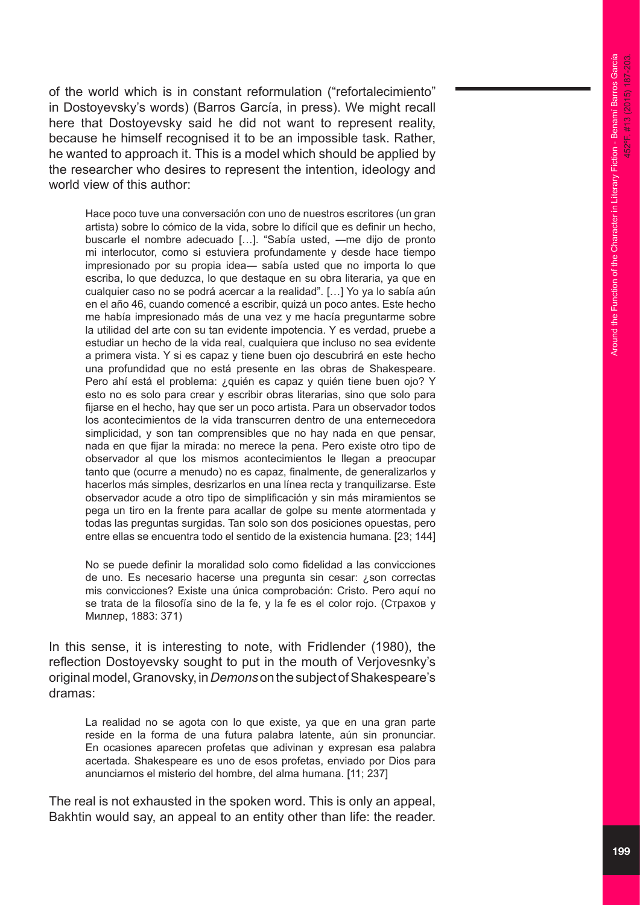of the world which is in constant reformulation ("refortalecimiento" in Dostoyevsky's words) (Barros García, in press). We might recall here that Dostoyevsky said he did not want to represent reality, because he himself recognised it to be an impossible task. Rather, he wanted to approach it. This is a model which should be applied by the researcher who desires to represent the intention, ideology and world view of this author:

> Hace poco tuve una conversación con uno de nuestros escritores (un gran artista) sobre lo cómico de la vida, sobre lo difícil que es definir un hecho, buscarle el nombre adecuado […]. "Sabía usted, —me dijo de pronto mi interlocutor, como si estuviera profundamente y desde hace tiempo impresionado por su propia idea— sabía usted que no importa lo que escriba, lo que deduzca, lo que destaque en su obra literaria, ya que en cualquier caso no se podrá acercar a la realidad". […] Yo ya lo sabía aún en el año 46, cuando comencé a escribir, quizá un poco antes. Este hecho me había impresionado más de una vez y me hacía preguntarme sobre la utilidad del arte con su tan evidente impotencia. Y es verdad, pruebe a estudiar un hecho de la vida real, cualquiera que incluso no sea evidente a primera vista. Y si es capaz y tiene buen ojo descubrirá en este hecho una profundidad que no está presente en las obras de Shakespeare. Pero ahí está el problema: ¿quién es capaz y quién tiene buen ojo? Y esto no es solo para crear y escribir obras literarias, sino que solo para fijarse en el hecho, hay que ser un poco artista. Para un observador todos los acontecimientos de la vida transcurren dentro de una enternecedora simplicidad, y son tan comprensibles que no hay nada en que pensar, nada en que fijar la mirada: no merece la pena. Pero existe otro tipo de observador al que los mismos acontecimientos le llegan a preocupar tanto que (ocurre a menudo) no es capaz, finalmente, de generalizarlos y hacerlos más simples, desrizarlos en una línea recta y tranquilizarse. Este observador acude a otro tipo de simplificación y sin más miramientos se pega un tiro en la frente para acallar de golpe su mente atormentada y todas las preguntas surgidas. Tan solo son dos posiciones opuestas, pero entre ellas se encuentra todo el sentido de la existencia humana. [23; 144]

> No se puede definir la moralidad solo como fidelidad a las convicciones de uno. Es necesario hacerse una pregunta sin cesar: ¿son correctas mis convicciones? Existe una única comprobación: Cristo. Pero aquí no se trata de la filosofía sino de la fe, y la fe es el color rojo. (Страхов у Миллер, 1883: 371)

In this sense, it is interesting to note, with Fridlender (1980), the reflection Dostoyevsky sought to put in the mouth of Verjovesnky's original model, Granovsky, in *Demons* on the subject of Shakespeare's dramas:

> La realidad no se agota con lo que existe, ya que en una gran parte reside en la forma de una futura palabra latente, aún sin pronunciar. En ocasiones aparecen profetas que adivinan y expresan esa palabra acertada. Shakespeare es uno de esos profetas, enviado por Dios para anunciarnos el misterio del hombre, del alma humana. [11; 237]

The real is not exhausted in the spoken word. This is only an appeal, Bakhtin would say, an appeal to an entity other than life: the reader.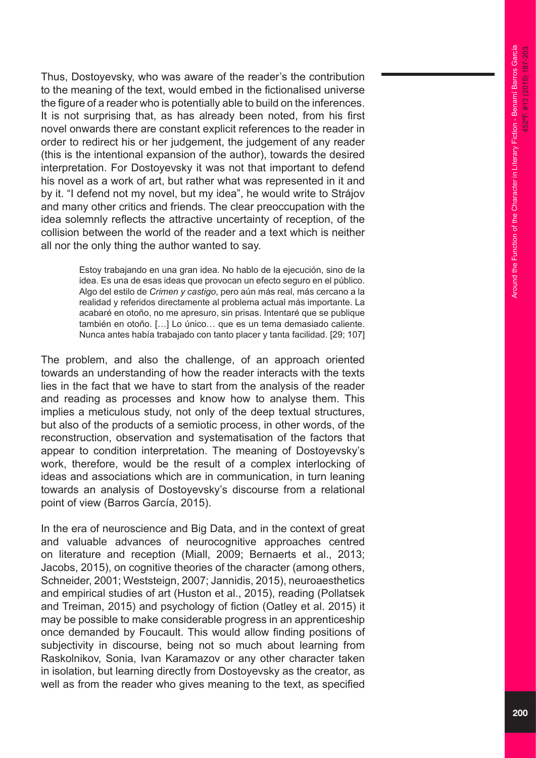Thus, Dostoyevsky, who was aware of the reader's the contribution to the meaning of the text, would embed in the fictionalised universe the figure of a reader who is potentially able to build on the inferences. It is not surprising that, as has already been noted, from his first novel onwards there are constant explicit references to the reader in order to redirect his or her judgement, the judgement of any reader (this is the intentional expansion of the author), towards the desired interpretation. For Dostoyevsky it was not that important to defend his novel as a work of art, but rather what was represented in it and by it. "I defend not my novel, but my idea", he would write to Strájov and many other critics and friends. The clear preoccupation with the idea solemnly reflects the attractive uncertainty of reception, of the collision between the world of the reader and a text which is neither all nor the only thing the author wanted to say.

> Estoy trabajando en una gran idea. No hablo de la ejecución, sino de la idea. Es una de esas ideas que provocan un efecto seguro en el público. Algo del estilo de *Crimen y castigo*, pero aún más real, más cercano a la realidad y referidos directamente al problema actual más importante. La acabaré en otoño, no me apresuro, sin prisas. Intentaré que se publique también en otoño. […] Lo único… que es un tema demasiado caliente. Nunca antes había trabajado con tanto placer y tanta facilidad. [29; 107]

The problem, and also the challenge, of an approach oriented towards an understanding of how the reader interacts with the texts lies in the fact that we have to start from the analysis of the reader and reading as processes and know how to analyse them. This implies a meticulous study, not only of the deep textual structures, but also of the products of a semiotic process, in other words, of the reconstruction, observation and systematisation of the factors that appear to condition interpretation. The meaning of Dostoyevsky's work, therefore, would be the result of a complex interlocking of ideas and associations which are in communication, in turn leaning towards an analysis of Dostoyevsky's discourse from a relational point of view (Barros García, 2015).

In the era of neuroscience and Big Data, and in the context of great and valuable advances of neurocognitive approaches centred on literature and reception (Miall, 2009; Bernaerts et al., 2013; Jacobs, 2015), on cognitive theories of the character (among others, Schneider, 2001; Weststeign, 2007; Jannidis, 2015), neuroaesthetics and empirical studies of art (Huston et al., 2015), reading (Pollatsek and Treiman, 2015) and psychology of fiction (Oatley et al. 2015) it may be possible to make considerable progress in an apprenticeship once demanded by Foucault. This would allow finding positions of subjectivity in discourse, being not so much about learning from Raskolnikov, Sonia, Ivan Karamazov or any other character taken in isolation, but learning directly from Dostoyevsky as the creator, as well as from the reader who gives meaning to the text, as specified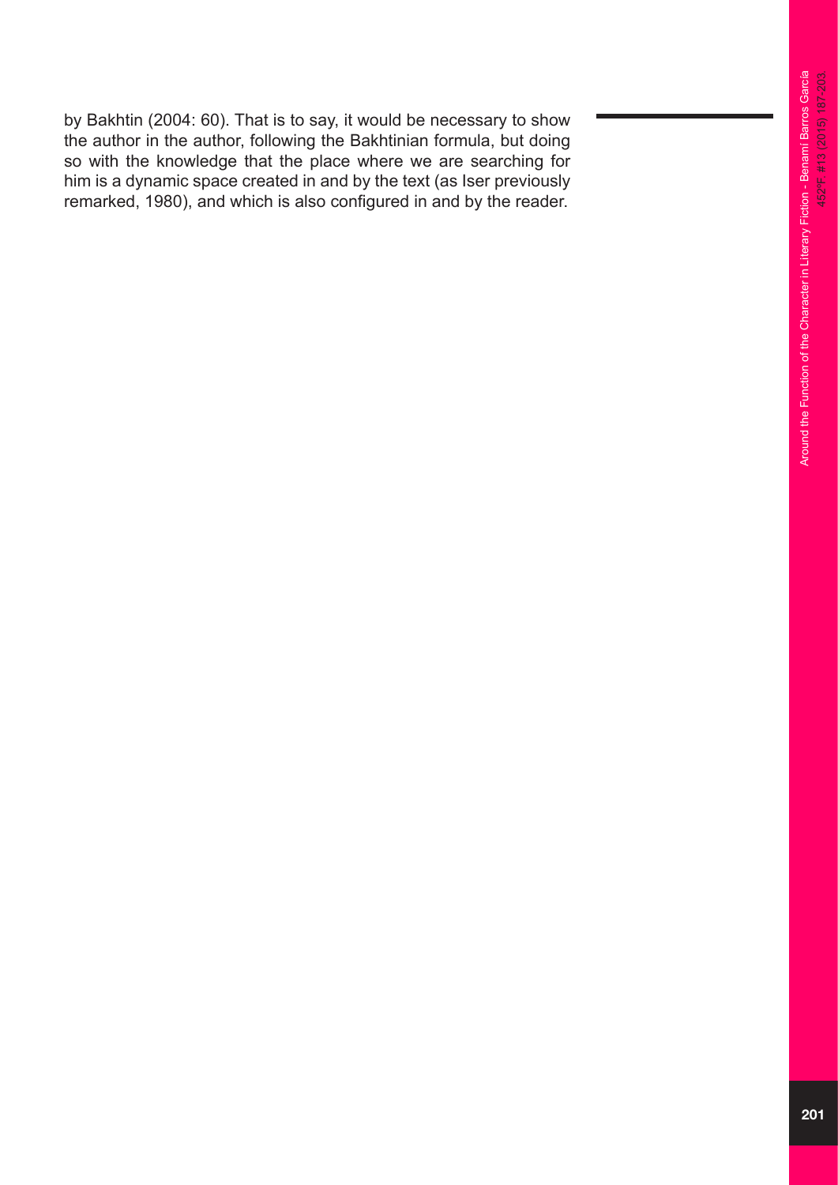by Bakhtin (2004: 60). That is to say, it would be necessary to show the author in the author, following the Bakhtinian formula, but doing so with the knowledge that the place where we are searching for him is a dynamic space created in and by the text (as Iser previously remarked, 1980), and which is also configured in and by the reader.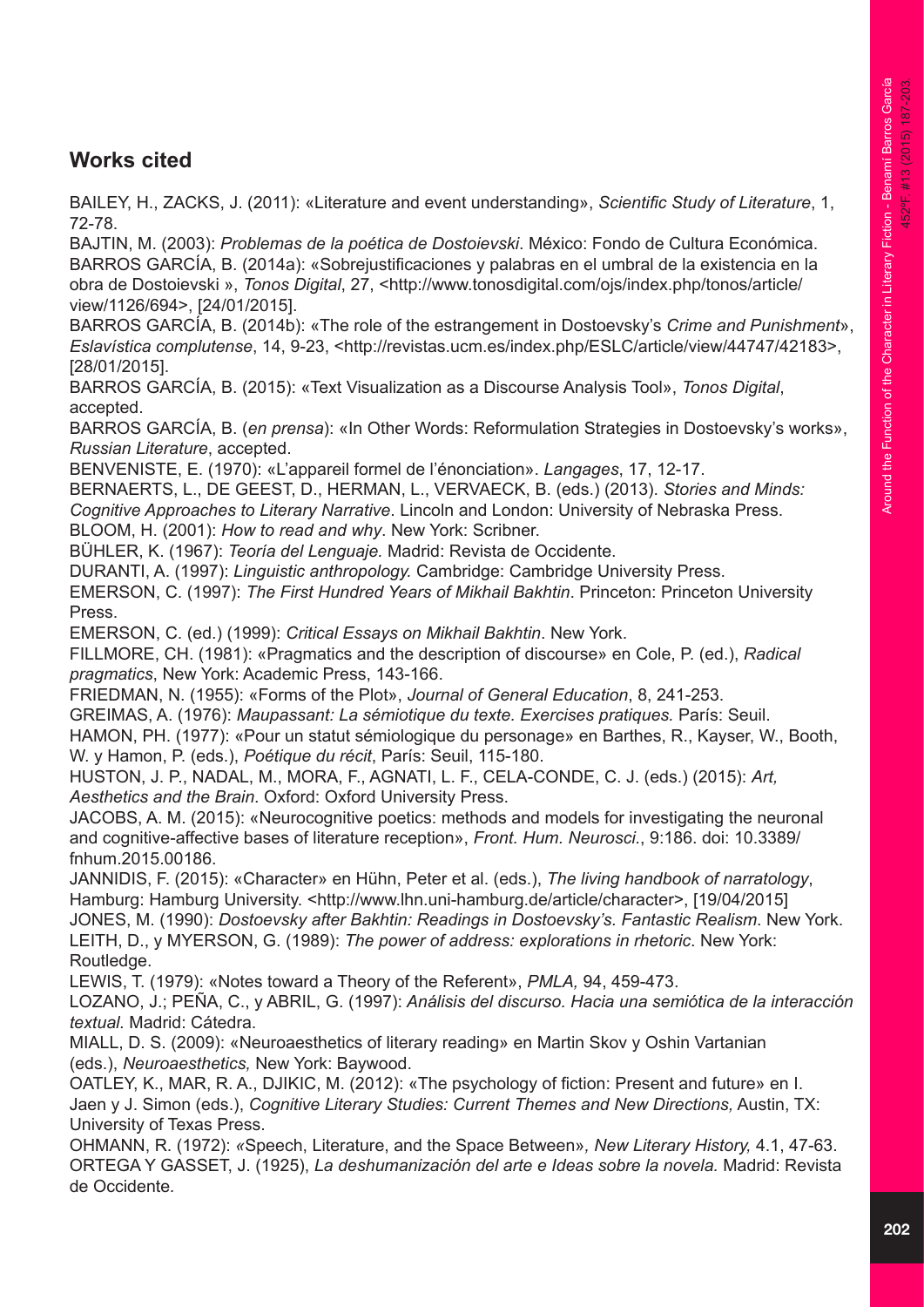## Works cited

BAILEY, H., ZACKS, J. (2011): «Literature and event understanding», *Scientific Study of Literature*, 1, 72-78.

BAJTIN, M. (2003): *Problemas de la poética de Dostoievski*. México: Fondo de Cultura Económica.

BARROS GARCÍA, B. (2014a): «Sobrejustificaciones y palabras en el umbral de la existencia en la obra de Dostoievski », *Tonos Digital*, 27, <http://www.tonosdigital.com/ojs/index.php/tonos/article/view/1126/694>, [24/01/2015].

BARROS GARCÍA, B. (2014b): «The role of the estrangement in Dostoevsky's *Crime and Punishment*», *Eslavística complutense*, 14, 9-23, <http://revistas.ucm.es/index.php/ESLC/article/view/44747/42183>, [28/01/2015].

BARROS GARCÍA, B. (2015): «Text Visualization as a Discourse Analysis Tool», *Tonos Digital*, accepted.

BARROS GARCÍA, B. (*en prensa*): «In Other Words: Reformulation Strategies in Dostoevsky's works», *Russian Literature*, accepted.

BENVENISTE, E. (1970): «L'appareil formel de l'énonciation». *Langages*, 17, 12-17.

BERNAERTS, L., DE GEEST, D., HERMAN, L., VERVAECK, B. (eds.) (2013). *Stories and Minds: Cognitive Approaches to Literary Narrative*. Lincoln and London: University of Nebraska Press.

BLOOM, H. (2001): *How to read and why*. New York: Scribner.

BÜHLER, K. (1967): *Teoría del Lenguaje.* Madrid: Revista de Occidente.

DURANTI, A. (1997): *Linguistic anthropology.* Cambridge: Cambridge University Press.

EMERSON, C. (1997): *The First Hundred Years of Mikhail Bakhtin*. Princeton: Princeton University Press.

EMERSON, C. (ed.) (1999): *Critical Essays on Mikhail Bakhtin*. New York.

FILLMORE, CH. (1981): «Pragmatics and the description of discourse» en Cole, P. (ed.), *Radical pragmatics*, New York: Academic Press, 143-166.

FRIEDMAN, N. (1955): «Forms of the Plot», *Journal of General Education*, 8, 241-253.

GREIMAS, A. (1976): *Maupassant: La sémiotique du texte. Exercises pratiques.* París: Seuil.

HAMON, PH. (1977): «Pour un statut sémiologique du personage» en Barthes, R., Kayser, W., Booth, W. y Hamon, P. (eds.), *Poétique du récit*, París: Seuil, 115-180.

HUSTON, J. P., NADAL, M., MORA, F., AGNATI, L. F., CELA-CONDE, C. J. (eds.) (2015): *Art, Aesthetics and the Brain*. Oxford: Oxford University Press.

JACOBS, A. M. (2015): «Neurocognitive poetics: methods and models for investigating the neuronal and cognitive-affective bases of literature reception», *Front. Hum. Neurosci*., 9:186. doi: 10.3389/fnhum.2015.00186.

JANNIDIS, F. (2015): «Character» en Hühn, Peter et al. (eds.), *The living handbook of narratology*, Hamburg: Hamburg University. <http://www.lhn.uni-hamburg.de/article/character>, [19/04/2015]

JONES, M. (1990): *Dostoevsky after Bakhtin: Readings in Dostoevsky's. Fantastic Realism*. New York.

LEITH, D., y MYERSON, G. (1989): *The power of address: explorations in rhetoric*. New York: Routledge.

LEWIS, T. (1979): «Notes toward a Theory of the Referent», *PMLA,* 94, 459-473.

LOZANO, J.; PEÑA, C., y ABRIL, G. (1997): *Análisis del discurso. Hacia una semiótica de la interacción textual.* Madrid: Cátedra.

MIALL, D. S. (2009): «Neuroaesthetics of literary reading» en Martin Skov y Oshin Vartanian (eds.), *Neuroaesthetics,* New York: Baywood.

OATLEY, K., MAR, R. A., DJIKIC, M. (2012): «The psychology of fiction: Present and future» en I. Jaen y J. Simon (eds.), *Cognitive Literary Studies: Current Themes and New Directions,* Austin, TX: University of Texas Press.

OHMANN, R. (1972): «Speech, Literature, and the Space Between», *New Literary History,* 4.1, 47-63.

ORTEGA Y GASSET, J. (1925), *La deshumanización del arte e Ideas sobre la novela.* Madrid: Revista de Occidente*.*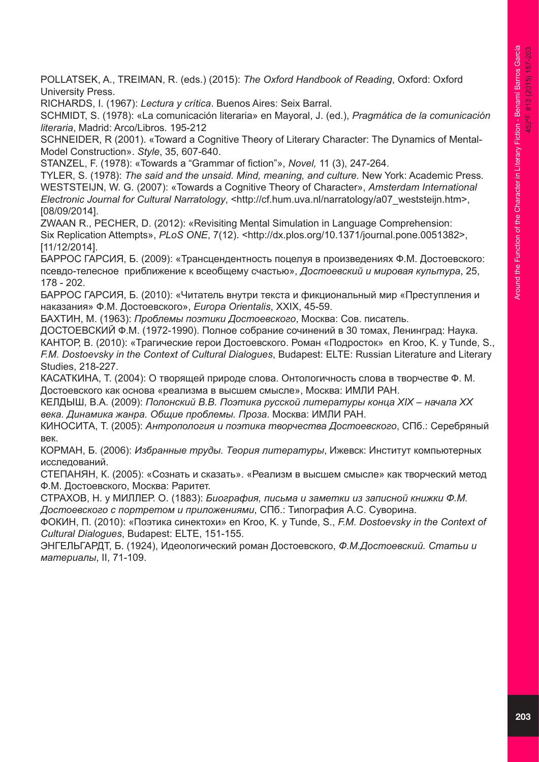POLLATSEK, A., TREIMAN, R. (eds.) (2015): *The Oxford Handbook of Reading*, Oxford: Oxford University Press.

RICHARDS, I. (1967): *Lectura y crítica*. Buenos Aires: Seix Barral.

SCHMIDT, S. (1978): «La comunicación literaria» en Mayoral, J. (ed.), *Pragmática de la comunicación literaria*, Madrid: Arco/Libros. 195-212

SCHNEIDER, R (2001). «Toward a Cognitive Theory of Literary Character: The Dynamics of Mental-Model Construction». *Style*, 35, 607-640.

STANZEL, F. (1978): «Towards a "Grammar of fiction"», *Novel,* 11 (3), 247-264.

TYLER, S. (1978): *The said and the unsaid. Mind, meaning, and culture.* New York: Academic Press.

WESTSTEIJN, W. G. (2007): «Towards a Cognitive Theory of Character», *Amsterdam International Electronic Journal for Cultural Narratology*, <http://cf.hum.uva.nl/narratology/a07_weststeijn.htm>, [08/09/2014].

ZWAAN R., PECHER, D. (2012): «Revisiting Mental Simulation in Language Comprehension: Six Replication Attempts», *PLoS ONE*, 7(12). <http://dx.plos.org/10.1371/journal.pone.0051382>, [11/12/2014].

БАРРОС ГАРСИЯ, Б. (2009): «Трансцендентность поцелуя в произведениях Ф.М. Достоевского: псевдо-телесное приближение к всеобщему счастью», *Достоевский и мировая культура*, 25, 178 - 202.

БАРРОС ГАРСИЯ, Б. (2010): «Читатель внутри текста и фикциональный мир «Преступления и наказания» Ф.М. Достоевского», *Europa Orientalis*, XXIX, 45-59.

БАХТИН, М. (1963): *Проблемы поэтики Достоевского*, Москва: Сов. писатель.

ДОСТОЕВСКИЙ Ф.М. (1972-1990). Полное собрание сочинений в 30 томах, Ленинград: Наука.

КАНТОР, В. (2010): «Трагические герои Достоевского. Роман «Подросток» en Kroo, K. y Tunde, S., *F.M. Dostoevsky in the Context of Cultural Dialogues*, Budapest: ELTE: Russian Literature and Literary Studies, 218-227.

КАСАТКИНА, Т. (2004): О творящей природе слова. Онтологичность слова в творчестве Ф. М. Достоевского как основа «реализма в высшем смысле», Москва: ИМЛИ РАН.

КЕЛДЫШ, В.А. (2009): *Полонский В.В. Поэтика русской литературы конца XIX – начала XX века. Динамика жанра. Общие проблемы. Проза*. Москва: ИМЛИ РАН.

КИНОСИТА, Т. (2005): *Антропология и поэтика творчества Достоевского*, СПб.: Серебряный век.

КОРМАН, Б. (2006): *Избранные труды. Теория литературы*, Ижевск: Институт компьютерных исследований.

СТЕПАНЯН, К. (2005): «Сознать и сказать». «Реализм в высшем смысле» как творческий метод Ф.М. Достоевского, Москва: Раритет.

СТРАХОВ, Н. y МИЛЛЕР. О. (1883): *Биография, письма и заметки из записной книжки Ф.М. Достоевского с портретом и приложениями*, СПб.: Типография А.С. Суворина.

ФОКИН, П. (2010): «Поэтика синектохи» en Kroo, K. y Tunde, S., *F.M. Dostoevsky in the Context of Cultural Dialogues*, Budapest: ELTE, 151-155.

ЭНГЕЛЬГАРДТ, Б. (1924), Идеологический роман Достоевского, *Ф.М.Достоевский. Статьи и материалы*, II, 71-109.